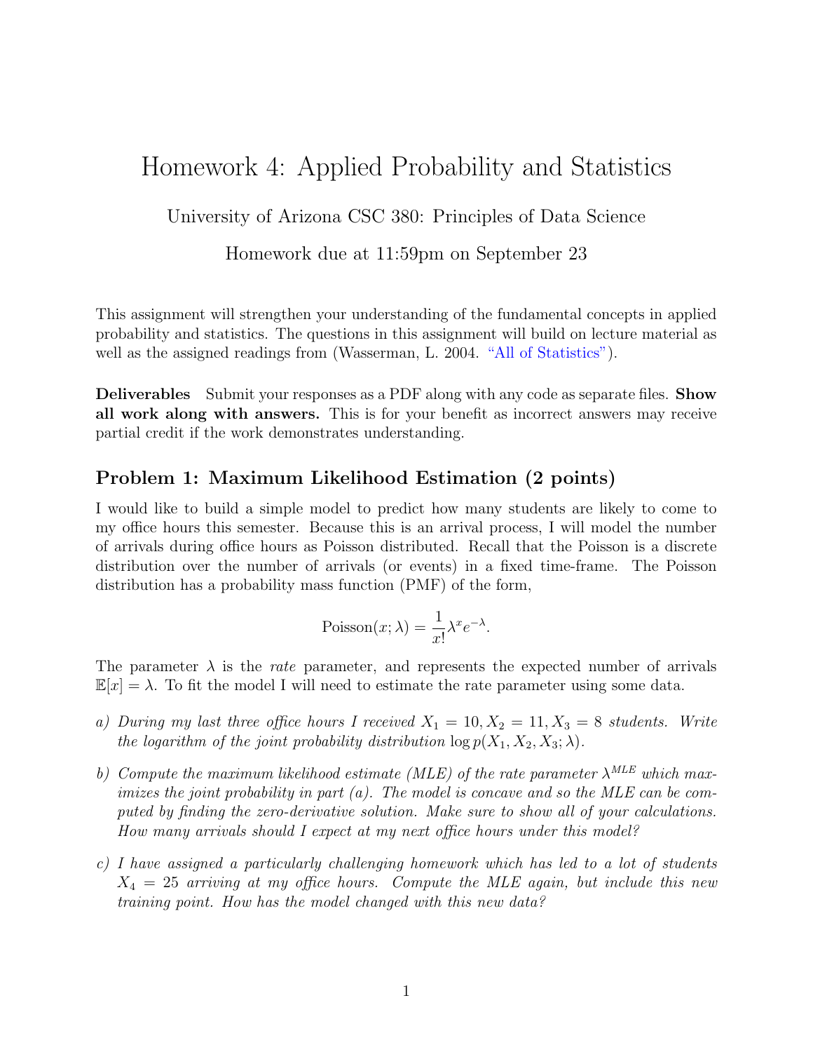# Homework 4: Applied Probability and Statistics

University of Arizona CSC 380: Principles of Data Science

Homework due at 11:59pm on September 23

This assignment will strengthen your understanding of the fundamental concepts in applied probability and statistics. The questions in this assignment will build on lecture material as well as the assigned readings from (Wasserman, L. 2004. "All of Statistics").

**Deliverables** Submit your responses as a PDF along with any code as separate files. **Show all work along with answers.** This is for your benefit as incorrect answers may receive partial credit if the work demonstrates understanding.

## Problem 1: Maximum Likelihood Estimation (2 points)

I would like to build a simple model to predict how many students are likely to come to my office hours this semester. Because this is an arrival process, I will model the number of arrivals during office hours as Poisson distributed. Recall that the Poisson is a discrete distribution over the number of arrivals (or events) in a fixed time-frame. The Poisson distribution has a probability mass function (PMF) of the form,

$$\text{Poisson}(x; \lambda) = \frac{1}{x!}\lambda^x e^{-\lambda}.$$

The parameter $\lambda$ is the *rate* parameter, and represents the expected number of arrivals $\mathbb{E}[x] = \lambda$. To fit the model I will need to estimate the rate parameter using some data.

a) *During my last three office hours I received $X_1 = 10, X_2 = 11, X_3 = 8$ students. Write the logarithm of the joint probability distribution $\log p(X_1, X_2, X_3; \lambda)$.*

b) *Compute the maximum likelihood estimate (MLE) of the rate parameter $\lambda^{MLE}$ which maximizes the joint probability in part (a). The model is concave and so the MLE can be computed by finding the zero-derivative solution. Make sure to show all of your calculations. How many arrivals should I expect at my next office hours under this model?*

c) *I have assigned a particularly challenging homework which has led to a lot of students $X_4 = 25$ arriving at my office hours. Compute the MLE again, but include this new training point. How has the model changed with this new data?*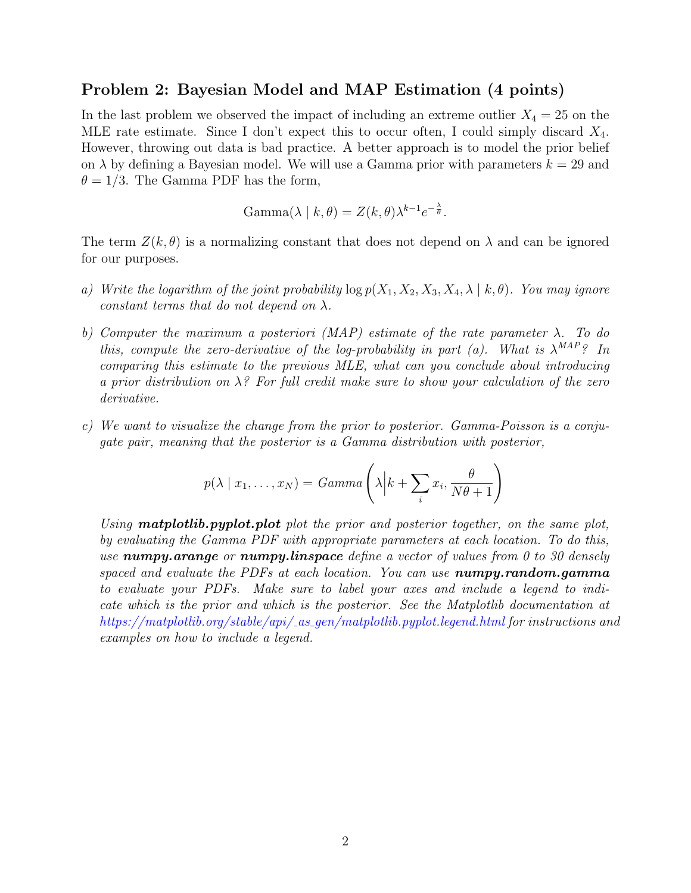## Problem 2: Bayesian Model and MAP Estimation (4 points)

In the last problem we observed the impact of including an extreme outlier $X_4 = 25$ on the MLE rate estimate. Since I don't expect this to occur often, I could simply discard $X_4$. However, throwing out data is bad practice. A better approach is to model the prior belief on $\lambda$ by defining a Bayesian model. We will use a Gamma prior with parameters $k = 29$ and $\theta = 1/3$. The Gamma PDF has the form,

$$\text{Gamma}(\lambda \mid k, \theta) = Z(k, \theta)\lambda^{k-1}e^{-\frac{\lambda}{\theta}}.$$

The term $Z(k, \theta)$ is a normalizing constant that does not depend on $\lambda$ and can be ignored for our purposes.

a) *Write the logarithm of the joint probability* $\log p(X_1, X_2, X_3, X_4, \lambda \mid k, \theta)$*. You may ignore constant terms that do not depend on* $\lambda$*.*

b) *Computer the maximum a posteriori (MAP) estimate of the rate parameter* $\lambda$*. To do this, compute the zero-derivative of the log-probability in part (a). What is* $\lambda^{MAP}$*? In comparing this estimate to the previous MLE, what can you conclude about introducing a prior distribution on* $\lambda$*? For full credit make sure to show your calculation of the zero derivative.*

c) *We want to visualize the change from the prior to posterior. Gamma-Poisson is a conjugate pair, meaning that the posterior is a Gamma distribution with posterior,*

$$p(\lambda \mid x_1, \ldots, x_N) = \mathit{Gamma}\left(\lambda \middle| k + \sum_i x_i, \frac{\theta}{N\theta + 1}\right)$$

*Using* ***matplotlib.pyplot.plot*** *plot the prior and posterior together, on the same plot, by evaluating the Gamma PDF with appropriate parameters at each location. To do this, use* ***numpy.arange*** *or* ***numpy.linspace*** *define a vector of values from 0 to 30 densely spaced and evaluate the PDFs at each location. You can use* ***numpy.random.gamma*** *to evaluate your PDFs. Make sure to label your axes and include a legend to indicate which is the prior and which is the posterior. See the Matplotlib documentation at* *https://matplotlib.org/stable/api/_as_gen/matplotlib.pyplot.legend.html* *for instructions and examples on how to include a legend.*